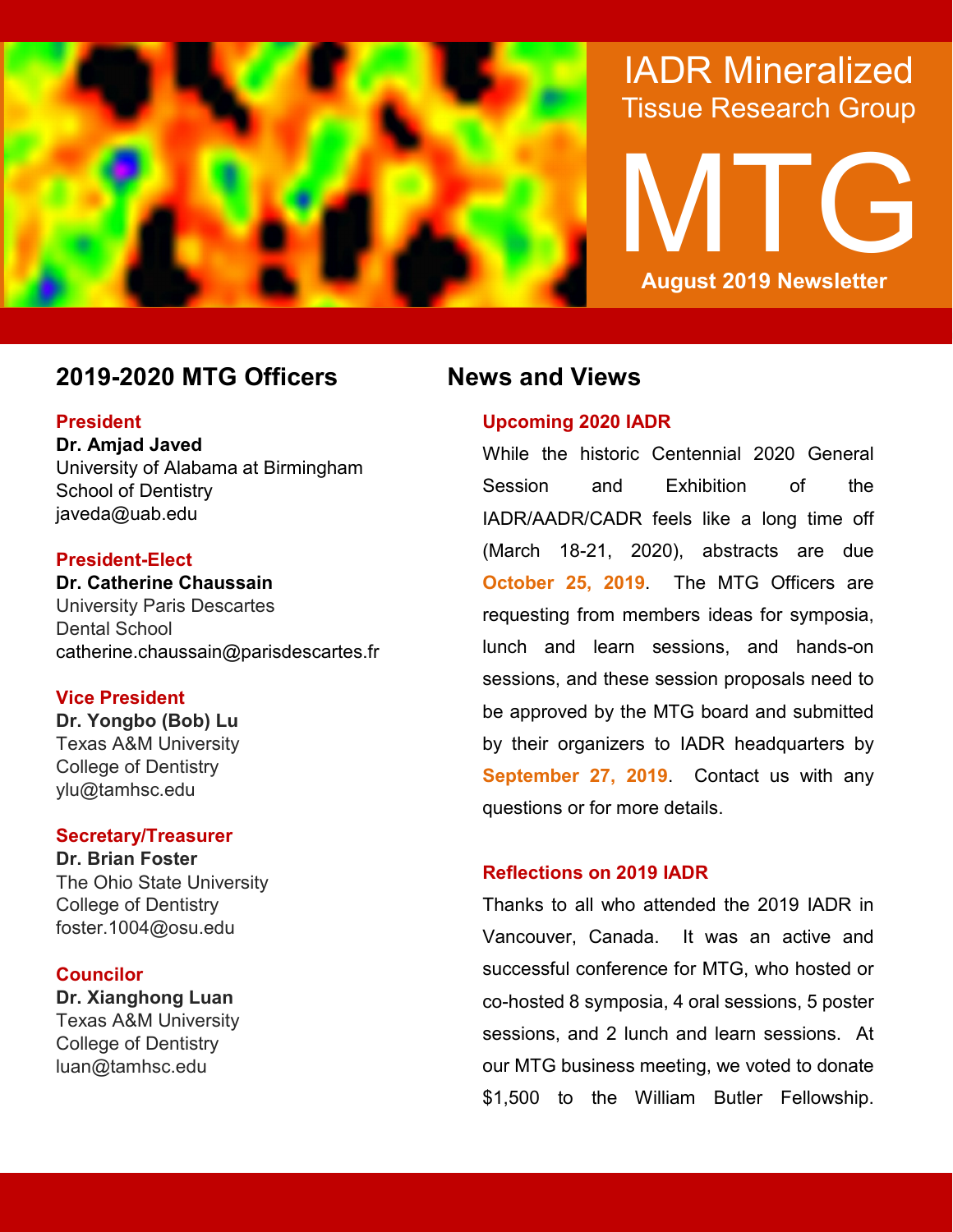# IADR Mineralized Tissue Research Group

# MTG

**August 2019 Newsletter**

## 2019-2020 MTG Officers

**President**
**Dr. Amjad Javed**
University of Alabama at Birmingham
School of Dentistry
javeda@uab.edu

**President-Elect**
**Dr. Catherine Chaussain**
University Paris Descartes
Dental School
catherine.chaussain@parisdescartes.fr

**Vice President**
**Dr. Yongbo (Bob) Lu**
Texas A&M University
College of Dentistry
ylu@tamhsc.edu

**Secretary/Treasurer**
**Dr. Brian Foster**
The Ohio State University
College of Dentistry
foster.1004@osu.edu

**Councilor**
**Dr. Xianghong Luan**
Texas A&M University
College of Dentistry
luan@tamhsc.edu

## News and Views

### Upcoming 2020 IADR

While the historic Centennial 2020 General Session and Exhibition of the IADR/AADR/CADR feels like a long time off (March 18-21, 2020), abstracts are due **October 25, 2019**. The MTG Officers are requesting from members ideas for symposia, lunch and learn sessions, and hands-on sessions, and these session proposals need to be approved by the MTG board and submitted by their organizers to IADR headquarters by **September 27, 2019**. Contact us with any questions or for more details.

### Reflections on 2019 IADR

Thanks to all who attended the 2019 IADR in Vancouver, Canada. It was an active and successful conference for MTG, who hosted or co-hosted 8 symposia, 4 oral sessions, 5 poster sessions, and 2 lunch and learn sessions. At our MTG business meeting, we voted to donate $1,500 to the William Butler Fellowship.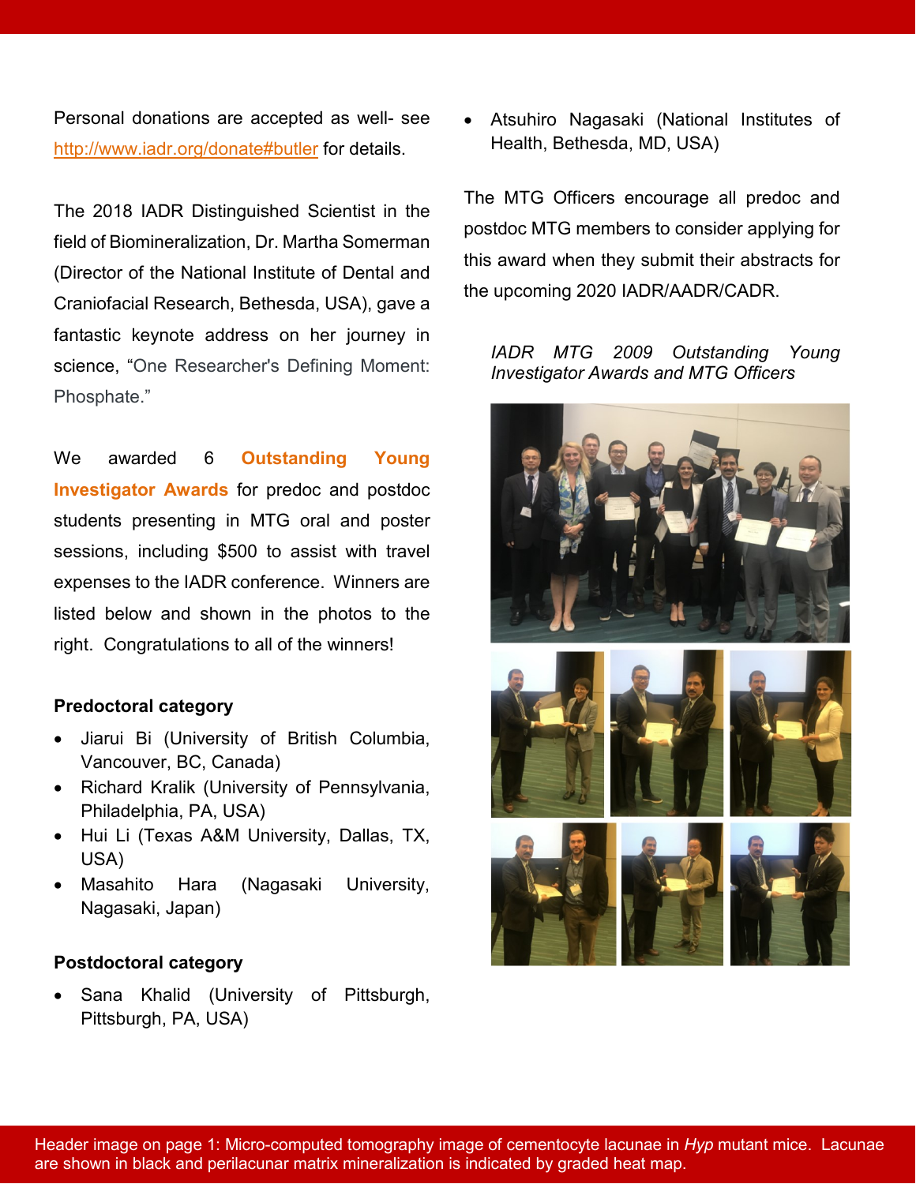Personal donations are accepted as well- see http://www.iadr.org/donate#butler for details.

The 2018 IADR Distinguished Scientist in the field of Biomineralization, Dr. Martha Somerman (Director of the National Institute of Dental and Craniofacial Research, Bethesda, USA), gave a fantastic keynote address on her journey in science, "One Researcher's Defining Moment: Phosphate."

We awarded 6 **Outstanding Young Investigator Awards** for predoc and postdoc students presenting in MTG oral and poster sessions, including $500 to assist with travel expenses to the IADR conference. Winners are listed below and shown in the photos to the right. Congratulations to all of the winners!

**Predoctoral category**

- Jiarui Bi (University of British Columbia, Vancouver, BC, Canada)
- Richard Kralik (University of Pennsylvania, Philadelphia, PA, USA)
- Hui Li (Texas A&M University, Dallas, TX, USA)
- Masahito Hara (Nagasaki University, Nagasaki, Japan)

**Postdoctoral category**

- Sana Khalid (University of Pittsburgh, Pittsburgh, PA, USA)
- Atsuhiro Nagasaki (National Institutes of Health, Bethesda, MD, USA)

The MTG Officers encourage all predoc and postdoc MTG members to consider applying for this award when they submit their abstracts for the upcoming 2020 IADR/AADR/CADR.

*IADR MTG 2009 Outstanding Young Investigator Awards and MTG Officers*

Header image on page 1: Micro-computed tomography image of cementocyte lacunae in *Hyp* mutant mice. Lacunae are shown in black and perilacunar matrix mineralization is indicated by graded heat map.